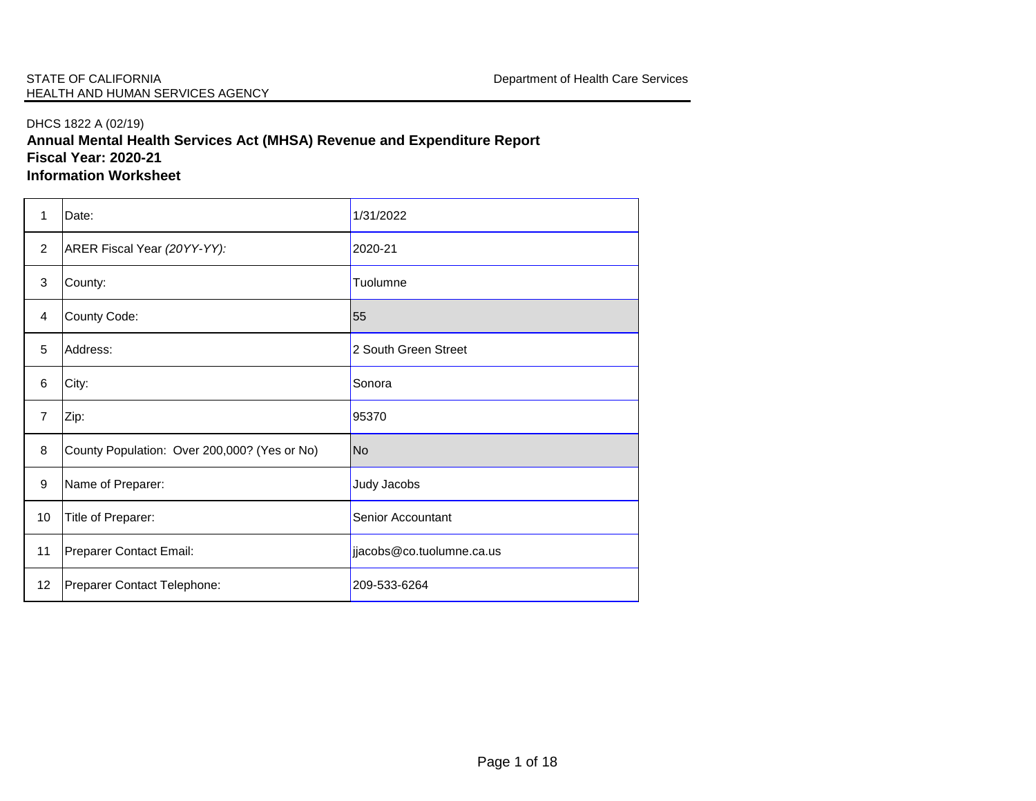STATE OF CALIFORNIA
HEALTH AND HUMAN SERVICES AGENCY

Department of Health Care Services

DHCS 1822 A (02/19)

**Annual Mental Health Services Act (MHSA) Revenue and Expenditure Report**
**Fiscal Year: 2020-21**
**Information Worksheet**

| | | |
|---|---|---|
| 1 | Date: | 1/31/2022 |
| 2 | ARER Fiscal Year *(20YY-YY):* | 2020-21 |
| 3 | County: | Tuolumne |
| 4 | County Code: | 55 |
| 5 | Address: | 2 South Green Street |
| 6 | City: | Sonora |
| 7 | Zip: | 95370 |
| 8 | County Population: Over 200,000? (Yes or No) | No |
| 9 | Name of Preparer: | Judy Jacobs |
| 10 | Title of Preparer: | Senior Accountant |
| 11 | Preparer Contact Email: | jjacobs@co.tuolumne.ca.us |
| 12 | Preparer Contact Telephone: | 209-533-6264 |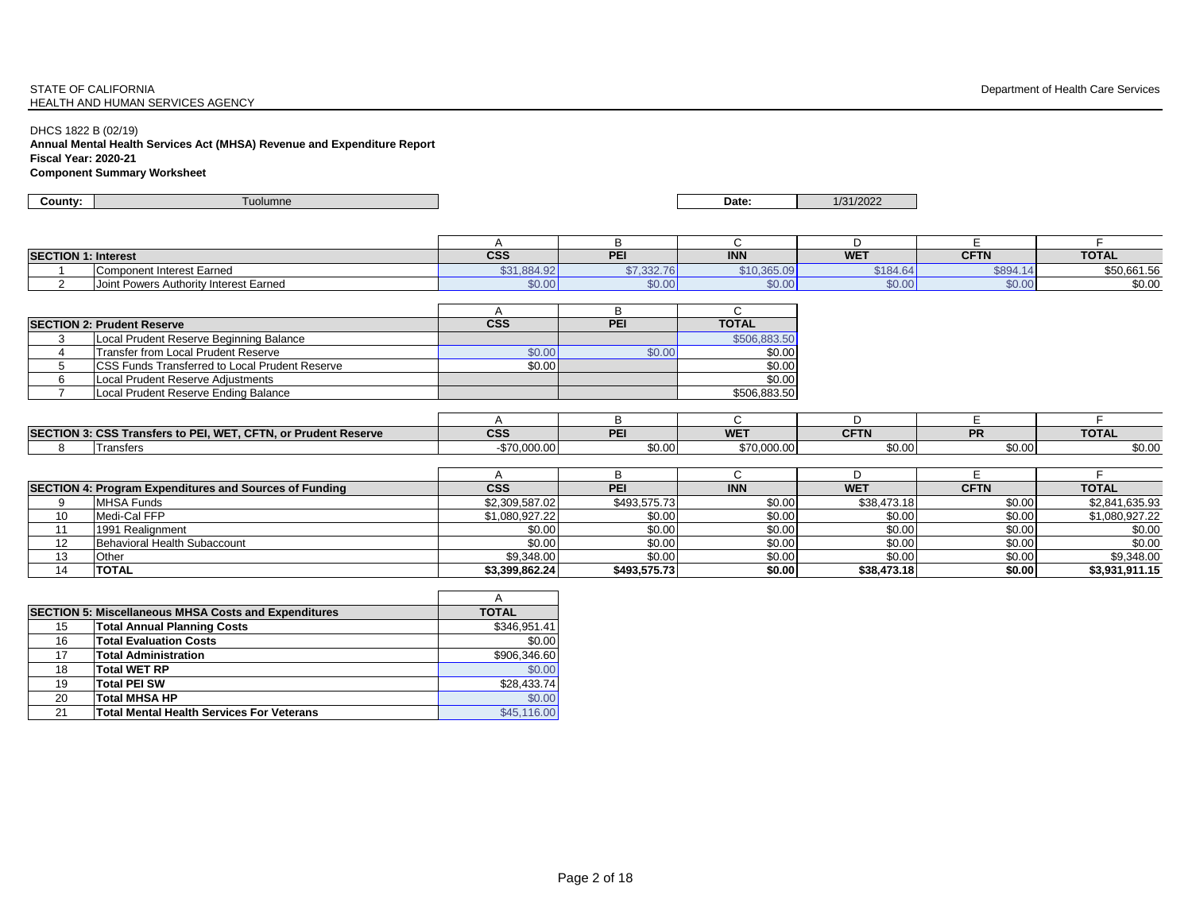STATE OF CALIFORNIA
HEALTH AND HUMAN SERVICES AGENCY

Department of Health Care Services

DHCS 1822 B (02/19)

**Annual Mental Health Services Act (MHSA) Revenue and Expenditure Report**

**Fiscal Year: 2020-21**

**Component Summary Worksheet**

| **County:** | Tuolumne | **Date:** | 1/31/2022 |
|---|---|---|---|

| | | A | B | C | D | E | F |
|---|---|---|---|---|---|---|---|
| **SECTION 1: Interest** | | **CSS** | **PEI** | **INN** | **WET** | **CFTN** | **TOTAL** |
| 1 | Component Interest Earned | $31,884.92 | $7,332.76 | $10,365.09 | $184.64 | $894.14 | $50,661.56 |
| 2 | Joint Powers Authority Interest Earned | $0.00 | $0.00 | $0.00 | $0.00 | $0.00 | $0.00 |

| | | A | B | C |
|---|---|---|---|---|
| **SECTION 2: Prudent Reserve** | | **CSS** | **PEI** | **TOTAL** |
| 3 | Local Prudent Reserve Beginning Balance | | | $506,883.50 |
| 4 | Transfer from Local Prudent Reserve | $0.00 | $0.00 | $0.00 |
| 5 | CSS Funds Transferred to Local Prudent Reserve | $0.00 | | $0.00 |
| 6 | Local Prudent Reserve Adjustments | | | $0.00 |
| 7 | Local Prudent Reserve Ending Balance | | | $506,883.50 |

| | | A | B | C | D | E | F |
|---|---|---|---|---|---|---|---|
| **SECTION 3: CSS Transfers to PEI, WET, CFTN, or Prudent Reserve** | | **CSS** | **PEI** | **WET** | **CFTN** | **PR** | **TOTAL** |
| 8 | Transfers | -$70,000.00 | $0.00 | $70,000.00 | $0.00 | $0.00 | $0.00 |

| | | A | B | C | D | E | F |
|---|---|---|---|---|---|---|---|
| **SECTION 4: Program Expenditures and Sources of Funding** | | **CSS** | **PEI** | **INN** | **WET** | **CFTN** | **TOTAL** |
| 9 | MHSA Funds | $2,309,587.02 | $493,575.73 | $0.00 | $38,473.18 | $0.00 | $2,841,635.93 |
| 10 | Medi-Cal FFP | $1,080,927.22 | $0.00 | $0.00 | $0.00 | $0.00 | $1,080,927.22 |
| 11 | 1991 Realignment | $0.00 | $0.00 | $0.00 | $0.00 | $0.00 | $0.00 |
| 12 | Behavioral Health Subaccount | $0.00 | $0.00 | $0.00 | $0.00 | $0.00 | $0.00 |
| 13 | Other | $9,348.00 | $0.00 | $0.00 | $0.00 | $0.00 | $9,348.00 |
| 14 | **TOTAL** | **$3,399,862.24** | **$493,575.73** | **$0.00** | **$38,473.18** | **$0.00** | **$3,931,911.15** |

| | | A |
|---|---|---|
| **SECTION 5: Miscellaneous MHSA Costs and Expenditures** | | **TOTAL** |
| 15 | **Total Annual Planning Costs** | $346,951.41 |
| 16 | **Total Evaluation Costs** | $0.00 |
| 17 | **Total Administration** | $906,346.60 |
| 18 | **Total WET RP** | $0.00 |
| 19 | **Total PEI SW** | $28,433.74 |
| 20 | **Total MHSA HP** | $0.00 |
| 21 | **Total Mental Health Services For Veterans** | $45,116.00 |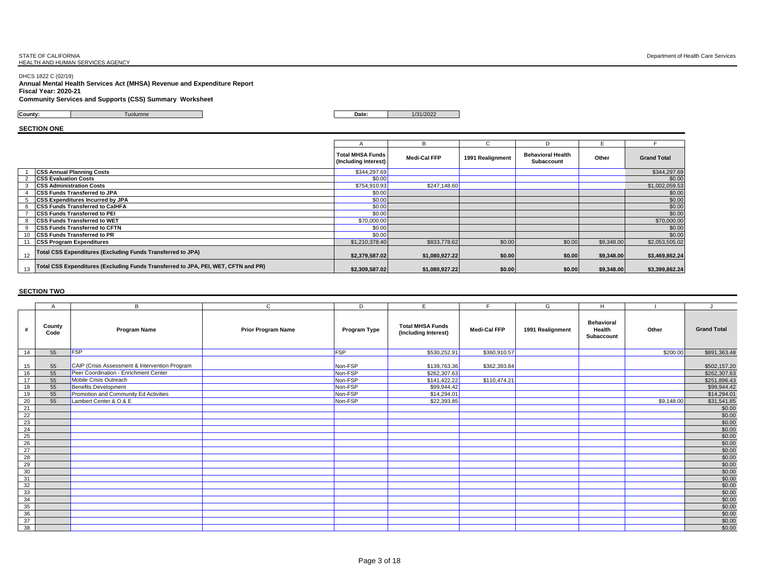STATE OF CALIFORNIA
HEALTH AND HUMAN SERVICES AGENCY

Department of Health Care Services

DHCS 1822 C (02/19)

**Annual Mental Health Services Act (MHSA) Revenue and Expenditure Report**
**Fiscal Year: 2020-21**
**Community Services and Supports (CSS) Summary Worksheet**

**County:** Tuolumne **Date:** 1/31/2022

## SECTION ONE

| | | A | B | C | D | E | F |
|---|---|---|---|---|---|---|---|
| | | **Total MHSA Funds (Including Interest)** | **Medi-Cal FFP** | **1991 Realignment** | **Behavioral Health Subaccount** | **Other** | **Grand Total** |
| 1 | **CSS Annual Planning Costs** | $344,297.69 | | | | | $344,297.69 |
| 2 | **CSS Evaluation Costs** | $0.00 | | | | | $0.00 |
| 3 | **CSS Administration Costs** | $754,910.93 | $247,148.60 | | | | $1,002,059.53 |
| 4 | **CSS Funds Transferred to JPA** | $0.00 | | | | | $0.00 |
| 5 | **CSS Expenditures Incurred by JPA** | $0.00 | | | | | $0.00 |
| 6 | **CSS Funds Transferred to CalHFA** | $0.00 | | | | | $0.00 |
| 7 | **CSS Funds Transferred to PEI** | $0.00 | | | | | $0.00 |
| 8 | **CSS Funds Transferred to WET** | $70,000.00 | | | | | $70,000.00 |
| 9 | **CSS Funds Transferred to CFTN** | $0.00 | | | | | $0.00 |
| 10 | **CSS Funds Transferred to PR** | $0.00 | | | | | $0.00 |
| 11 | **CSS Program Expenditures** | $1,210,378.40 | $833,778.62 | $0.00 | $0.00 | $9,348.00 | $2,053,505.02 |
| 12 | **Total CSS Expenditures (Excluding Funds Transferred to JPA)** | **$2,379,587.02** | **$1,080,927.22** | **$0.00** | **$0.00** | **$9,348.00** | **$3,469,862.24** |
| 13 | **Total CSS Expenditures (Excluding Funds Transferred to JPA, PEI, WET, CFTN and PR)** | **$2,309,587.02** | **$1,080,927.22** | **$0.00** | **$0.00** | **$9,348.00** | **$3,399,862.24** |

## SECTION TWO

| | A | B | C | D | E | F | G | H | I | J |
|---|---|---|---|---|---|---|---|---|---|---|
| **#** | **County Code** | **Program Name** | **Prior Program Name** | **Program Type** | **Total MHSA Funds (Including Interest)** | **Medi-Cal FFP** | **1991 Realignment** | **Behavioral Health Subaccount** | **Other** | **Grand Total** |
| 14 | 55 | FSP | | FSP | $530,252.91 | $360,910.57 | | | $200.00 | $891,363.48 |
| 15 | 55 | CAIP (Crisis Assessment & Intervention Program | | Non-FSP | $139,763.36 | $362,393.84 | | | | $502,157.20 |
| 16 | 55 | Peer Coordination - Enrichment Center | | Non-FSP | $262,307.63 | | | | | $262,307.63 |
| 17 | 55 | Mobile Crisis Outreach | | Non-FSP | $141,422.22 | $110,474.21 | | | | $251,896.43 |
| 18 | 55 | Benefits Development | | Non-FSP | $99,944.42 | | | | | $99,944.42 |
| 19 | 55 | Promotion and Community Ed Activities | | Non-FSP | $14,294.01 | | | | | $14,294.01 |
| 20 | 55 | Lambert Center & O & E | | Non-FSP | $22,393.85 | | | | $9,148.00 | $31,541.85 |
| 21 | | | | | | | | | | $0.00 |
| 22 | | | | | | | | | | $0.00 |
| 23 | | | | | | | | | | $0.00 |
| 24 | | | | | | | | | | $0.00 |
| 25 | | | | | | | | | | $0.00 |
| 26 | | | | | | | | | | $0.00 |
| 27 | | | | | | | | | | $0.00 |
| 28 | | | | | | | | | | $0.00 |
| 29 | | | | | | | | | | $0.00 |
| 30 | | | | | | | | | | $0.00 |
| 31 | | | | | | | | | | $0.00 |
| 32 | | | | | | | | | | $0.00 |
| 33 | | | | | | | | | | $0.00 |
| 34 | | | | | | | | | | $0.00 |
| 35 | | | | | | | | | | $0.00 |
| 36 | | | | | | | | | | $0.00 |
| 37 | | | | | | | | | | $0.00 |
| 38 | | | | | | | | | | $0.00 |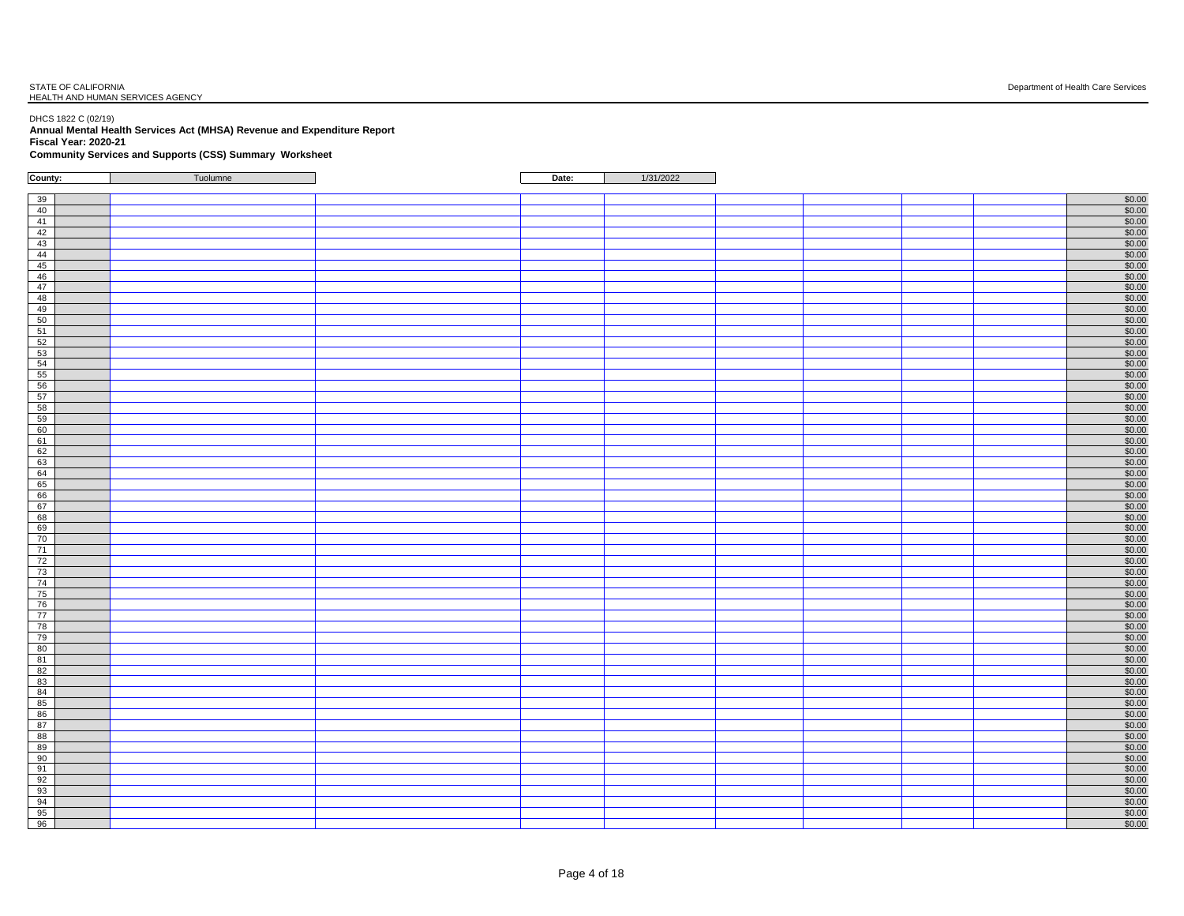DHCS 1822 C (02/19)

**Annual Mental Health Services Act (MHSA) Revenue and Expenditure Report**

**Fiscal Year: 2020-21**

**Community Services and Supports (CSS) Summary Worksheet**

| **County:** | Tuolumne | **Date:** | 1/31/2022 |
|---|---|---|---|

| | | | | | | | | | | | |
|---|---|---|---|---|---|---|---|---|---|---|---|
| 39 | | | | | | | | | | | $0.00 |
| 40 | | | | | | | | | | | $0.00 |
| 41 | | | | | | | | | | | $0.00 |
| 42 | | | | | | | | | | | $0.00 |
| 43 | | | | | | | | | | | $0.00 |
| 44 | | | | | | | | | | | $0.00 |
| 45 | | | | | | | | | | | $0.00 |
| 46 | | | | | | | | | | | $0.00 |
| 47 | | | | | | | | | | | $0.00 |
| 48 | | | | | | | | | | | $0.00 |
| 49 | | | | | | | | | | | $0.00 |
| 50 | | | | | | | | | | | $0.00 |
| 51 | | | | | | | | | | | $0.00 |
| 52 | | | | | | | | | | | $0.00 |
| 53 | | | | | | | | | | | $0.00 |
| 54 | | | | | | | | | | | $0.00 |
| 55 | | | | | | | | | | | $0.00 |
| 56 | | | | | | | | | | | $0.00 |
| 57 | | | | | | | | | | | $0.00 |
| 58 | | | | | | | | | | | $0.00 |
| 59 | | | | | | | | | | | $0.00 |
| 60 | | | | | | | | | | | $0.00 |
| 61 | | | | | | | | | | | $0.00 |
| 62 | | | | | | | | | | | $0.00 |
| 63 | | | | | | | | | | | $0.00 |
| 64 | | | | | | | | | | | $0.00 |
| 65 | | | | | | | | | | | $0.00 |
| 66 | | | | | | | | | | | $0.00 |
| 67 | | | | | | | | | | | $0.00 |
| 68 | | | | | | | | | | | $0.00 |
| 69 | | | | | | | | | | | $0.00 |
| 70 | | | | | | | | | | | $0.00 |
| 71 | | | | | | | | | | | $0.00 |
| 72 | | | | | | | | | | | $0.00 |
| 73 | | | | | | | | | | | $0.00 |
| 74 | | | | | | | | | | | $0.00 |
| 75 | | | | | | | | | | | $0.00 |
| 76 | | | | | | | | | | | $0.00 |
| 77 | | | | | | | | | | | $0.00 |
| 78 | | | | | | | | | | | $0.00 |
| 79 | | | | | | | | | | | $0.00 |
| 80 | | | | | | | | | | | $0.00 |
| 81 | | | | | | | | | | | $0.00 |
| 82 | | | | | | | | | | | $0.00 |
| 83 | | | | | | | | | | | $0.00 |
| 84 | | | | | | | | | | | $0.00 |
| 85 | | | | | | | | | | | $0.00 |
| 86 | | | | | | | | | | | $0.00 |
| 87 | | | | | | | | | | | $0.00 |
| 88 | | | | | | | | | | | $0.00 |
| 89 | | | | | | | | | | | $0.00 |
| 90 | | | | | | | | | | | $0.00 |
| 91 | | | | | | | | | | | $0.00 |
| 92 | | | | | | | | | | | $0.00 |
| 93 | | | | | | | | | | | $0.00 |
| 94 | | | | | | | | | | | $0.00 |
| 95 | | | | | | | | | | | $0.00 |
| 96 | | | | | | | | | | | $0.00 |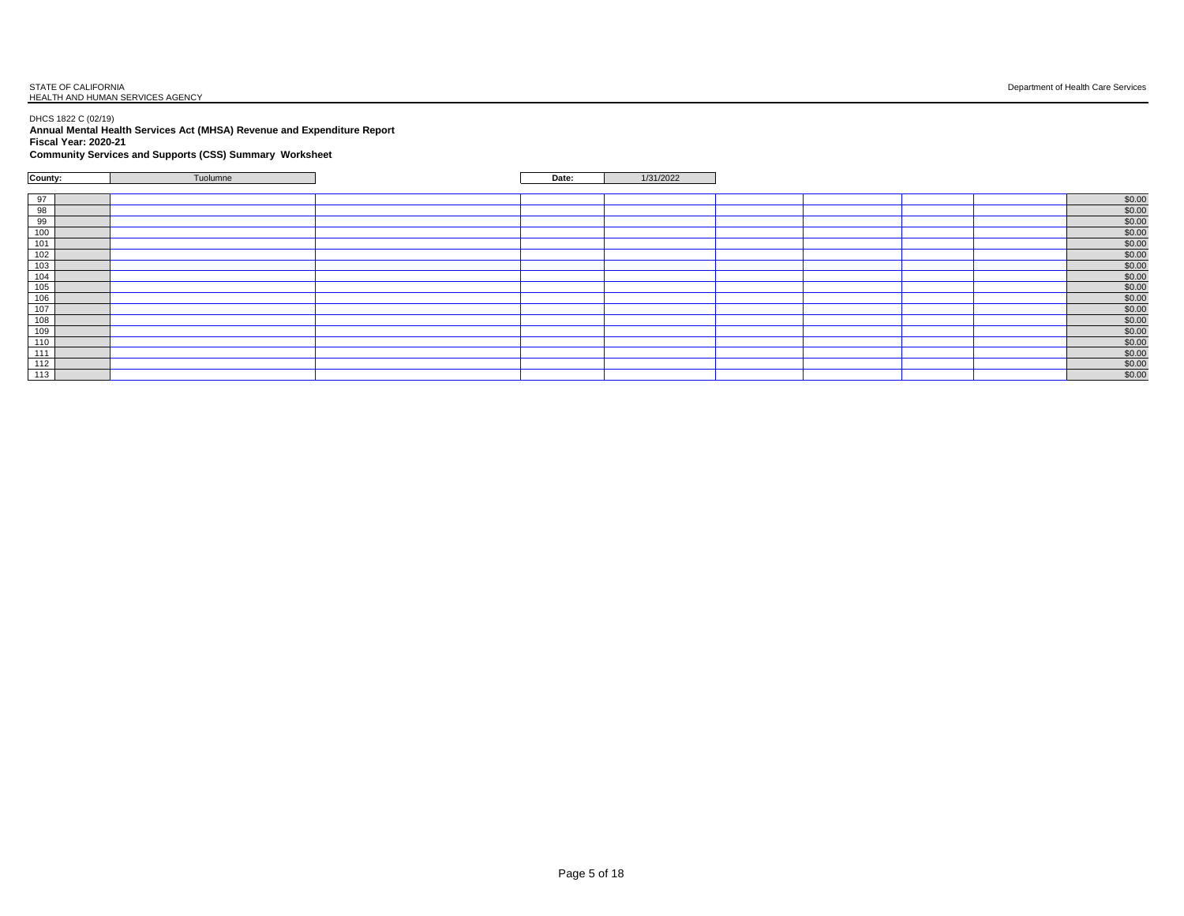STATE OF CALIFORNIA
HEALTH AND HUMAN SERVICES AGENCY

Department of Health Care Services

DHCS 1822 C (02/19)

**Annual Mental Health Services Act (MHSA) Revenue and Expenditure Report**

**Fiscal Year: 2020-21**

**Community Services and Supports (CSS) Summary Worksheet**

| **County:** | Tuolumne | | **Date:** | 1/31/2022 |
|---|---|---|---|---|

| | | | | | | | | | | |
|---|---|---|---|---|---|---|---|---|---|---|
| 97 | | | | | | | | | | $0.00 |
| 98 | | | | | | | | | | $0.00 |
| 99 | | | | | | | | | | $0.00 |
| 100 | | | | | | | | | | $0.00 |
| 101 | | | | | | | | | | $0.00 |
| 102 | | | | | | | | | | $0.00 |
| 103 | | | | | | | | | | $0.00 |
| 104 | | | | | | | | | | $0.00 |
| 105 | | | | | | | | | | $0.00 |
| 106 | | | | | | | | | | $0.00 |
| 107 | | | | | | | | | | $0.00 |
| 108 | | | | | | | | | | $0.00 |
| 109 | | | | | | | | | | $0.00 |
| 110 | | | | | | | | | | $0.00 |
| 111 | | | | | | | | | | $0.00 |
| 112 | | | | | | | | | | $0.00 |
| 113 | | | | | | | | | | $0.00 |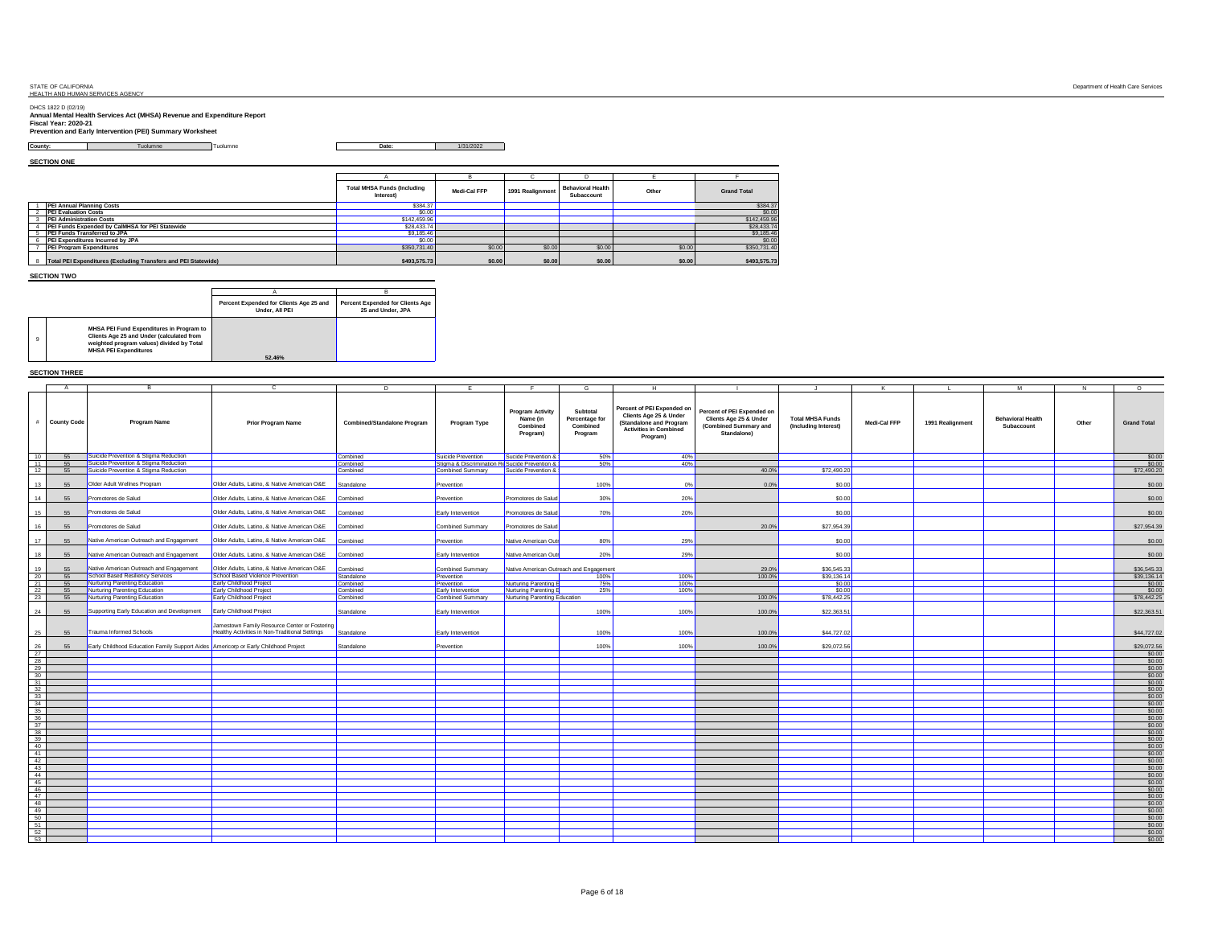STATE OF CALIFORNIA
HEALTH AND HUMAN SERVICES AGENCY

Department of Health Care Services

DHCS 1822 D (02/19)
**Annual Mental Health Services Act (MHSA) Revenue and Expenditure Report**
**Fiscal Year: 2020-21**
**Prevention and Early Intervention (PEI) Summary Worksheet**

| County: | Tuolumne | Tuolumne | Date: | 1/31/2022 |
|---|---|---|---|---|

## SECTION ONE

| | | A | B | C | D | E | F |
|---|---|---|---|---|---|---|---|
| | | Total MHSA Funds (Including Interest) | Medi-Cal FFP | 1991 Realignment | Behavioral Health Subaccount | Other | Grand Total |
| 1 | PEI Annual Planning Costs | $384.37 | | | | | $384.37 |
| 2 | PEI Evaluation Costs | $0.00 | | | | | $0.00 |
| 3 | PEI Administration Costs | $142,459.96 | | | | | $142,459.96 |
| 4 | PEI Funds Expended by CalMHSA for PEI Statewide | $28,433.74 | | | | | $28,433.74 |
| 5 | PEI Funds Transferred to JPA | $9,185.46 | | | | | $9,185.46 |
| 6 | PEI Expenditures Incurred by JPA | $0.00 | | | | | $0.00 |
| 7 | PEI Program Expenditures | $350,731.40 | $0.00 | $0.00 | $0.00 | $0.00 | $350,731.40 |
| 8 | Total PEI Expenditures (Excluding Transfers and PEI Statewide) | $493,575.73 | $0.00 | $0.00 | $0.00 | $0.00 | $493,575.73 |

## SECTION TWO

| | | A | B |
|---|---|---|---|
| | | Percent Expended for Clients Age 25 and Under, All PEI | Percent Expended for Clients Age 25 and Under, JPA |
| 9 | MHSA PEI Fund Expenditures in Program to Clients Age 25 and Under (calculated from weighted program values) divided by Total MHSA PEI Expenditures | 52.46% | |

## SECTION THREE

| # | A: County Code | B: Program Name | C: Prior Program Name | D: Combined/Standalone Program | E: Program Type | F: Program Activity Name (in Combined Program) | G: Subtotal Percentage for Combined Program | H: Percent of PEI Expended on Clients Age 25 & Under (Standalone and Program Activities in Combined Program) | I: Percent of PEI Expended on Clients Age 25 & Under (Combined Summary and Standalone) | J: Total MHSA Funds (Including Interest) | K: Medi-Cal FFP | L: 1991 Realignment | M: Behavioral Health Subaccount | N: Other | O: Grand Total |
|---|---|---|---|---|---|---|---|---|---|---|---|---|---|---|---|
| 10 | 55 | Suicide Prevention & Stigma Reduction | | Combined | Suicide Prevention | Sucide Prevention & | 50% | 40% | | | | | | | $0.00 |
| 11 | 55 | Suicide Prevention & Stigma Reduction | | Combined | Stigma & Discrimination Re | Sucide Prevention & | 50% | 40% | | | | | | | $0.00 |
| 12 | 55 | Suicide Prevention & Stigma Reduction | | Combined | Combined Summary | Sucide Prevention & | | | 40.0% | $72,490.20 | | | | | $72,490.20 |
| 13 | 55 | Older Adult Wellnes Program | Older Adults, Latino, & Native American O&E | Standalone | Prevention | | 100% | 0% | 0.0% | $0.00 | | | | | $0.00 |
| 14 | 55 | Promotores de Salud | Older Adults, Latino, & Native American O&E | Combined | Prevention | Promotores de Salud | 30% | 20% | | $0.00 | | | | | $0.00 |
| 15 | 55 | Promotores de Salud | Older Adults, Latino, & Native American O&E | Combined | Early Intervention | Promotores de Salud | 70% | 20% | | $0.00 | | | | | $0.00 |
| 16 | 55 | Promotores de Salud | Older Adults, Latino, & Native American O&E | Combined | Combined Summary | Promotores de Salud | | | 20.0% | $27,954.39 | | | | | $27,954.39 |
| 17 | 55 | Native American Outreach and Engagement | Older Adults, Latino, & Native American O&E | Combined | Prevention | Native American Outr | 80% | 29% | | $0.00 | | | | | $0.00 |
| 18 | 55 | Native American Outreach and Engagement | Older Adults, Latino, & Native American O&E | Combined | Early Intervention | Native American Outr | 20% | 29% | | $0.00 | | | | | $0.00 |
| 19 | 55 | Native American Outreach and Engagement | Older Adults, Latino, & Native American O&E | Combined | Combined Summary | Native American Outreach and Engagement | | | 29.0% | $36,545.33 | | | | | $36,545.33 |
| 20 | 55 | School Based Resiliency Services | School Based Violence Prevention | Standalone | Prevention | | 100% | 100% | 100.0% | $39,136.14 | | | | | $39,136.14 |
| 21 | 55 | Nurturing Parenting Education | Early Childhood Project | Combined | Prevention | Nurturing Parenting E | 75% | 100% | | $0.00 | | | | | $0.00 |
| 22 | 55 | Nurturing Parenting Education | Early Childhood Project | Combined | Early Intervention | Nurturing Parenting E | 25% | 100% | | $0.00 | | | | | $0.00 |
| 23 | 55 | Nurturing Parenting Education | Early Childhood Project | Combined | Combined Summary | Nurturing Parenting Education | | | 100.0% | $78,442.25 | | | | | $78,442.25 |
| 24 | 55 | Supporting Early Education and Development | Early Childhood Project | Standalone | Early Intervention | | 100% | 100% | 100.0% | $22,363.51 | | | | | $22,363.51 |
| 25 | 55 | Trauma Informed Schools | Jamestown Family Resource Center or Fostering Healthy Activities in Non-Traditional Settings | Standalone | Early Intervention | | 100% | 100% | 100.0% | $44,727.02 | | | | | $44,727.02 |
| 26 | 55 | Early Childhood Education Family Support Aides | Americorp or Early Childhood Project | Standalone | Prevention | | 100% | 100% | 100.0% | $29,072.56 | | | | | $29,072.56 |
| 27 | | | | | | | | | | | | | | | $0.00 |
| 28 | | | | | | | | | | | | | | | $0.00 |
| 29 | | | | | | | | | | | | | | | $0.00 |
| 30 | | | | | | | | | | | | | | | $0.00 |
| 31 | | | | | | | | | | | | | | | $0.00 |
| 32 | | | | | | | | | | | | | | | $0.00 |
| 33 | | | | | | | | | | | | | | | $0.00 |
| 34 | | | | | | | | | | | | | | | $0.00 |
| 35 | | | | | | | | | | | | | | | $0.00 |
| 36 | | | | | | | | | | | | | | | $0.00 |
| 37 | | | | | | | | | | | | | | | $0.00 |
| 38 | | | | | | | | | | | | | | | $0.00 |
| 39 | | | | | | | | | | | | | | | $0.00 |
| 40 | | | | | | | | | | | | | | | $0.00 |
| 41 | | | | | | | | | | | | | | | $0.00 |
| 42 | | | | | | | | | | | | | | | $0.00 |
| 43 | | | | | | | | | | | | | | | $0.00 |
| 44 | | | | | | | | | | | | | | | $0.00 |
| 45 | | | | | | | | | | | | | | | $0.00 |
| 46 | | | | | | | | | | | | | | | $0.00 |
| 47 | | | | | | | | | | | | | | | $0.00 |
| 48 | | | | | | | | | | | | | | | $0.00 |
| 49 | | | | | | | | | | | | | | | $0.00 |
| 50 | | | | | | | | | | | | | | | $0.00 |
| 51 | | | | | | | | | | | | | | | $0.00 |
| 52 | | | | | | | | | | | | | | | $0.00 |
| 53 | | | | | | | | | | | | | | | $0.00 |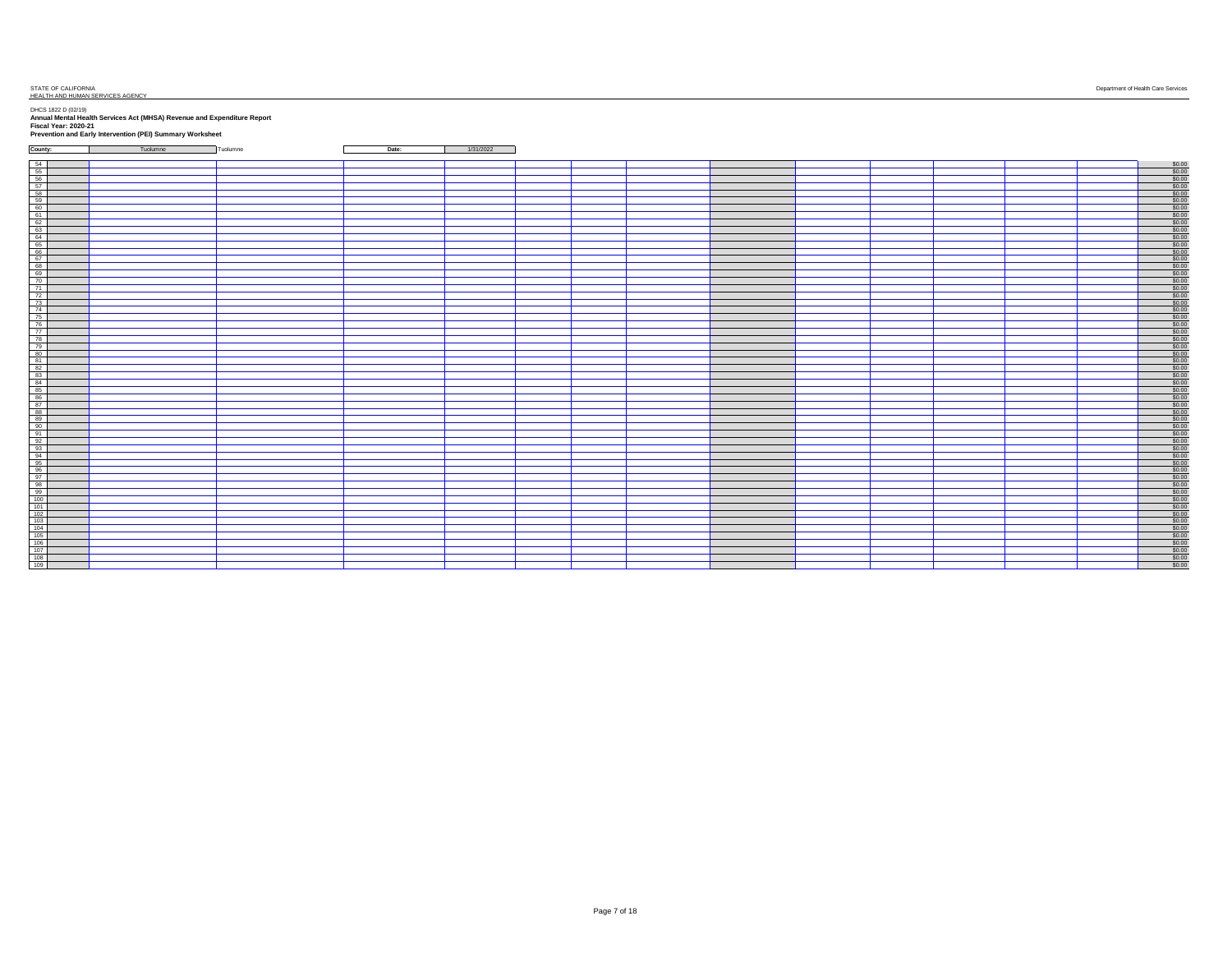STATE OF CALIFORNIA
HEALTH AND HUMAN SERVICES AGENCY

Department of Health Care Services

DHCS 1822 D (02/19)

**Annual Mental Health Services Act (MHSA) Revenue and Expenditure Report**

**Fiscal Year: 2020-21**

**Prevention and Early Intervention (PEI) Summary Worksheet**

| **County:** | Tuolumne | Tuolumne | **Date:** | 1/31/2022 |
|---|---|---|---|---|

| | | | | | | | | | | | | | | | |
|---|---|---|---|---|---|---|---|---|---|---|---|---|---|---|---|
| 54 | | | | | | | | | | | | | | | $0.00 |
| 55 | | | | | | | | | | | | | | | $0.00 |
| 56 | | | | | | | | | | | | | | | $0.00 |
| 57 | | | | | | | | | | | | | | | $0.00 |
| 58 | | | | | | | | | | | | | | | $0.00 |
| 59 | | | | | | | | | | | | | | | $0.00 |
| 60 | | | | | | | | | | | | | | | $0.00 |
| 61 | | | | | | | | | | | | | | | $0.00 |
| 62 | | | | | | | | | | | | | | | $0.00 |
| 63 | | | | | | | | | | | | | | | $0.00 |
| 64 | | | | | | | | | | | | | | | $0.00 |
| 65 | | | | | | | | | | | | | | | $0.00 |
| 66 | | | | | | | | | | | | | | | $0.00 |
| 67 | | | | | | | | | | | | | | | $0.00 |
| 68 | | | | | | | | | | | | | | | $0.00 |
| 69 | | | | | | | | | | | | | | | $0.00 |
| 70 | | | | | | | | | | | | | | | $0.00 |
| 71 | | | | | | | | | | | | | | | $0.00 |
| 72 | | | | | | | | | | | | | | | $0.00 |
| 73 | | | | | | | | | | | | | | | $0.00 |
| 74 | | | | | | | | | | | | | | | $0.00 |
| 75 | | | | | | | | | | | | | | | $0.00 |
| 76 | | | | | | | | | | | | | | | $0.00 |
| 77 | | | | | | | | | | | | | | | $0.00 |
| 78 | | | | | | | | | | | | | | | $0.00 |
| 79 | | | | | | | | | | | | | | | $0.00 |
| 80 | | | | | | | | | | | | | | | $0.00 |
| 81 | | | | | | | | | | | | | | | $0.00 |
| 82 | | | | | | | | | | | | | | | $0.00 |
| 83 | | | | | | | | | | | | | | | $0.00 |
| 84 | | | | | | | | | | | | | | | $0.00 |
| 85 | | | | | | | | | | | | | | | $0.00 |
| 86 | | | | | | | | | | | | | | | $0.00 |
| 87 | | | | | | | | | | | | | | | $0.00 |
| 88 | | | | | | | | | | | | | | | $0.00 |
| 89 | | | | | | | | | | | | | | | $0.00 |
| 90 | | | | | | | | | | | | | | | $0.00 |
| 91 | | | | | | | | | | | | | | | $0.00 |
| 92 | | | | | | | | | | | | | | | $0.00 |
| 93 | | | | | | | | | | | | | | | $0.00 |
| 94 | | | | | | | | | | | | | | | $0.00 |
| 95 | | | | | | | | | | | | | | | $0.00 |
| 96 | | | | | | | | | | | | | | | $0.00 |
| 97 | | | | | | | | | | | | | | | $0.00 |
| 98 | | | | | | | | | | | | | | | $0.00 |
| 99 | | | | | | | | | | | | | | | $0.00 |
| 100 | | | | | | | | | | | | | | | $0.00 |
| 101 | | | | | | | | | | | | | | | $0.00 |
| 102 | | | | | | | | | | | | | | | $0.00 |
| 103 | | | | | | | | | | | | | | | $0.00 |
| 104 | | | | | | | | | | | | | | | $0.00 |
| 105 | | | | | | | | | | | | | | | $0.00 |
| 106 | | | | | | | | | | | | | | | $0.00 |
| 107 | | | | | | | | | | | | | | | $0.00 |
| 108 | | | | | | | | | | | | | | | $0.00 |
| 109 | | | | | | | | | | | | | | | $0.00 |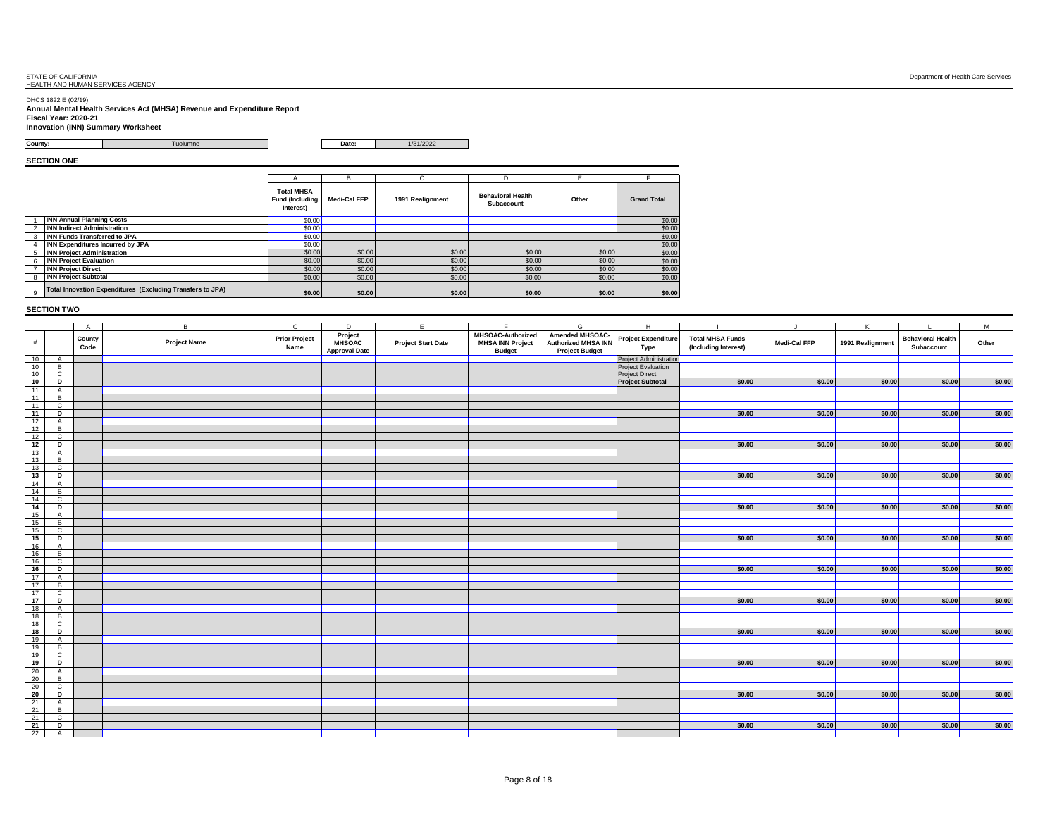STATE OF CALIFORNIA
HEALTH AND HUMAN SERVICES AGENCY

Department of Health Care Services

DHCS 1822 E (02/19)
**Annual Mental Health Services Act (MHSA) Revenue and Expenditure Report**
**Fiscal Year: 2020-21**
**Innovation (INN) Summary Worksheet**

| County: | Tuolumne | Date: | 1/31/2022 |
|---|---|---|---|

**SECTION ONE**

| | | A | B | C | D | E | F |
|---|---|---|---|---|---|---|---|
| | | Total MHSA Fund (Including Interest) | Medi-Cal FFP | 1991 Realignment | Behavioral Health Subaccount | Other | Grand Total |
| 1 | INN Annual Planning Costs | $0.00 | | | | | $0.00 |
| 2 | INN Indirect Administration | $0.00 | | | | | $0.00 |
| 3 | INN Funds Transferred to JPA | $0.00 | | | | | $0.00 |
| 4 | INN Expenditures Incurred by JPA | $0.00 | | | | | $0.00 |
| 5 | INN Project Administration | $0.00 | $0.00 | $0.00 | $0.00 | $0.00 | $0.00 |
| 6 | INN Project Evaluation | $0.00 | $0.00 | $0.00 | $0.00 | $0.00 | $0.00 |
| 7 | INN Project Direct | $0.00 | $0.00 | $0.00 | $0.00 | $0.00 | $0.00 |
| 8 | INN Project Subtotal | $0.00 | $0.00 | $0.00 | $0.00 | $0.00 | $0.00 |
| 9 | Total Innovation Expenditures (Excluding Transfers to JPA) | $0.00 | $0.00 | $0.00 | $0.00 | $0.00 | $0.00 |

**SECTION TWO**

| | | A | B | C | D | E | F | G | H | I | J | K | L | M |
|---|---|---|---|---|---|---|---|---|---|---|---|---|---|---|
| # | | County Code | Project Name | Prior Project Name | Project MHSOAC Approval Date | Project Start Date | MHSOAC-Authorized MHSA INN Project Budget | Amended MHSOAC-Authorized MHSA INN Project Budget | Project Expenditure Type | Total MHSA Funds (Including Interest) | Medi-Cal FFP | 1991 Realignment | Behavioral Health Subaccount | Other |
| 10 | A | | | | | | | | Project Administration | | | | | |
| 10 | B | | | | | | | | Project Evaluation | | | | | |
| 10 | C | | | | | | | | Project Direct | | | | | |
| 10 | D | | | | | | | | Project Subtotal | $0.00 | $0.00 | $0.00 | $0.00 | $0.00 |
| 11 | A | | | | | | | | | | | | | |
| 11 | B | | | | | | | | | | | | | |
| 11 | C | | | | | | | | | | | | | |
| 11 | D | | | | | | | | | $0.00 | $0.00 | $0.00 | $0.00 | $0.00 |
| 12 | A | | | | | | | | | | | | | |
| 12 | B | | | | | | | | | | | | | |
| 12 | C | | | | | | | | | | | | | |
| 12 | D | | | | | | | | | $0.00 | $0.00 | $0.00 | $0.00 | $0.00 |
| 13 | A | | | | | | | | | | | | | |
| 13 | B | | | | | | | | | | | | | |
| 13 | C | | | | | | | | | | | | | |
| 13 | D | | | | | | | | | $0.00 | $0.00 | $0.00 | $0.00 | $0.00 |
| 14 | A | | | | | | | | | | | | | |
| 14 | B | | | | | | | | | | | | | |
| 14 | C | | | | | | | | | | | | | |
| 14 | D | | | | | | | | | $0.00 | $0.00 | $0.00 | $0.00 | $0.00 |
| 15 | A | | | | | | | | | | | | | |
| 15 | B | | | | | | | | | | | | | |
| 15 | C | | | | | | | | | | | | | |
| 15 | D | | | | | | | | | $0.00 | $0.00 | $0.00 | $0.00 | $0.00 |
| 16 | A | | | | | | | | | | | | | |
| 16 | B | | | | | | | | | | | | | |
| 16 | C | | | | | | | | | | | | | |
| 16 | D | | | | | | | | | $0.00 | $0.00 | $0.00 | $0.00 | $0.00 |
| 17 | A | | | | | | | | | | | | | |
| 17 | B | | | | | | | | | | | | | |
| 17 | C | | | | | | | | | | | | | |
| 17 | D | | | | | | | | | $0.00 | $0.00 | $0.00 | $0.00 | $0.00 |
| 18 | A | | | | | | | | | | | | | |
| 18 | B | | | | | | | | | | | | | |
| 18 | C | | | | | | | | | | | | | |
| 18 | D | | | | | | | | | $0.00 | $0.00 | $0.00 | $0.00 | $0.00 |
| 19 | A | | | | | | | | | | | | | |
| 19 | B | | | | | | | | | | | | | |
| 19 | C | | | | | | | | | | | | | |
| 19 | D | | | | | | | | | $0.00 | $0.00 | $0.00 | $0.00 | $0.00 |
| 20 | A | | | | | | | | | | | | | |
| 20 | B | | | | | | | | | | | | | |
| 20 | C | | | | | | | | | | | | | |
| 20 | D | | | | | | | | | $0.00 | $0.00 | $0.00 | $0.00 | $0.00 |
| 21 | A | | | | | | | | | | | | | |
| 21 | B | | | | | | | | | | | | | |
| 21 | C | | | | | | | | | | | | | |
| 21 | D | | | | | | | | | $0.00 | $0.00 | $0.00 | $0.00 | $0.00 |
| 22 | A | | | | | | | | | | | | | |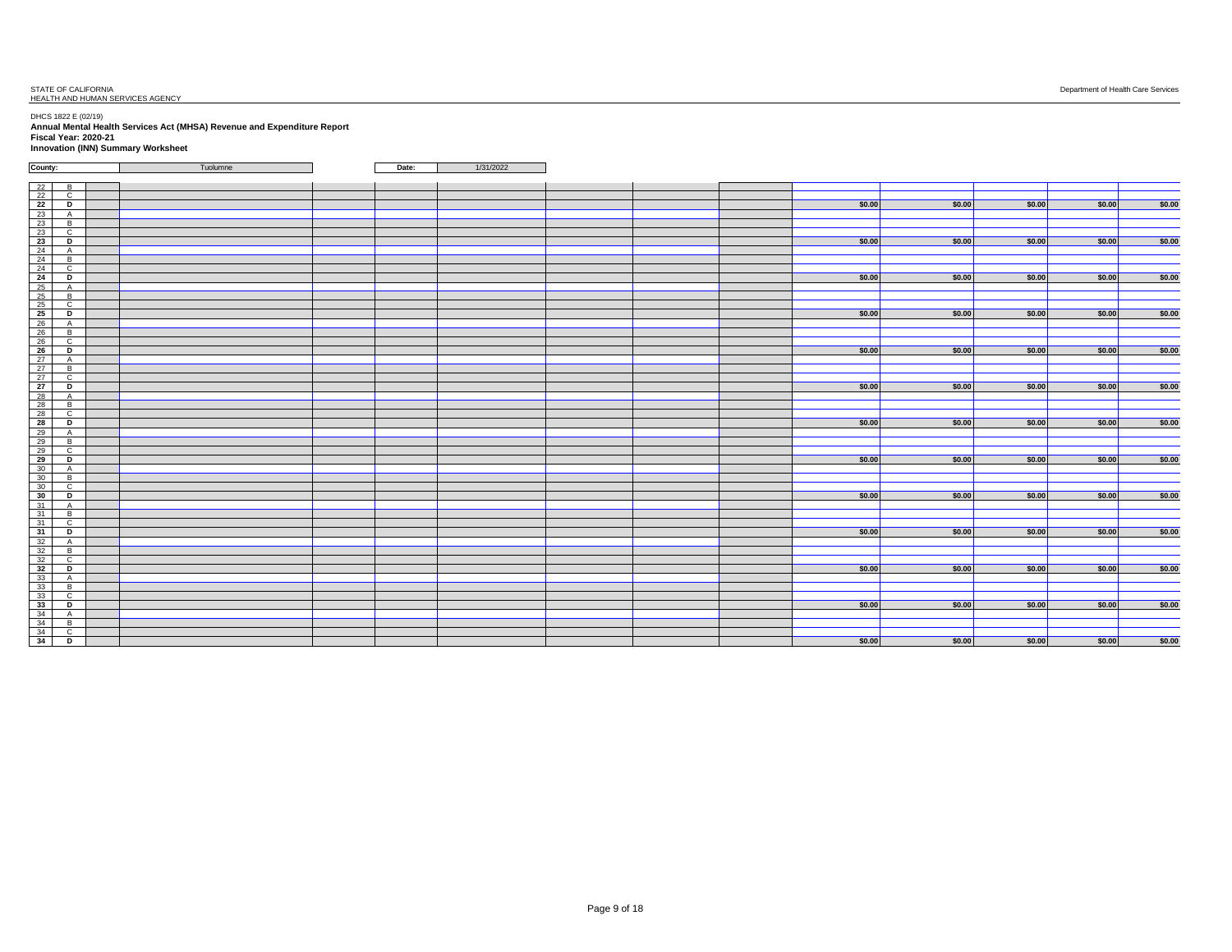STATE OF CALIFORNIA
HEALTH AND HUMAN SERVICES AGENCY

Department of Health Care Services

DHCS 1822 E (02/19)

**Annual Mental Health Services Act (MHSA) Revenue and Expenditure Report**
**Fiscal Year: 2020-21**
**Innovation (INN) Summary Worksheet**

| County: | Tuolumne | Date: | 1/31/2022 |
|---|---|---|---|

| | | | | | | | | | | | | | | |
|---|---|---|---|---|---|---|---|---|---|---|---|---|---|---|
| 22 | B | | | | | | | | | | | | | |
| 22 | C | | | | | | | | | | | | | |
| **22** | **D** | | | | | | | | | **$0.00** | **$0.00** | **$0.00** | **$0.00** | **$0.00** |
| 23 | A | | | | | | | | | | | | | |
| 23 | B | | | | | | | | | | | | | |
| 23 | C | | | | | | | | | | | | | |
| **23** | **D** | | | | | | | | | **$0.00** | **$0.00** | **$0.00** | **$0.00** | **$0.00** |
| 24 | A | | | | | | | | | | | | | |
| 24 | B | | | | | | | | | | | | | |
| 24 | C | | | | | | | | | | | | | |
| **24** | **D** | | | | | | | | | **$0.00** | **$0.00** | **$0.00** | **$0.00** | **$0.00** |
| 25 | A | | | | | | | | | | | | | |
| 25 | B | | | | | | | | | | | | | |
| 25 | C | | | | | | | | | | | | | |
| **25** | **D** | | | | | | | | | **$0.00** | **$0.00** | **$0.00** | **$0.00** | **$0.00** |
| 26 | A | | | | | | | | | | | | | |
| 26 | B | | | | | | | | | | | | | |
| 26 | C | | | | | | | | | | | | | |
| **26** | **D** | | | | | | | | | **$0.00** | **$0.00** | **$0.00** | **$0.00** | **$0.00** |
| 27 | A | | | | | | | | | | | | | |
| 27 | B | | | | | | | | | | | | | |
| 27 | C | | | | | | | | | | | | | |
| **27** | **D** | | | | | | | | | **$0.00** | **$0.00** | **$0.00** | **$0.00** | **$0.00** |
| 28 | A | | | | | | | | | | | | | |
| 28 | B | | | | | | | | | | | | | |
| 28 | C | | | | | | | | | | | | | |
| **28** | **D** | | | | | | | | | **$0.00** | **$0.00** | **$0.00** | **$0.00** | **$0.00** |
| 29 | A | | | | | | | | | | | | | |
| 29 | B | | | | | | | | | | | | | |
| 29 | C | | | | | | | | | | | | | |
| **29** | **D** | | | | | | | | | **$0.00** | **$0.00** | **$0.00** | **$0.00** | **$0.00** |
| 30 | A | | | | | | | | | | | | | |
| 30 | B | | | | | | | | | | | | | |
| 30 | C | | | | | | | | | | | | | |
| **30** | **D** | | | | | | | | | **$0.00** | **$0.00** | **$0.00** | **$0.00** | **$0.00** |
| 31 | A | | | | | | | | | | | | | |
| 31 | B | | | | | | | | | | | | | |
| 31 | C | | | | | | | | | | | | | |
| **31** | **D** | | | | | | | | | **$0.00** | **$0.00** | **$0.00** | **$0.00** | **$0.00** |
| 32 | A | | | | | | | | | | | | | |
| 32 | B | | | | | | | | | | | | | |
| 32 | C | | | | | | | | | | | | | |
| **32** | **D** | | | | | | | | | **$0.00** | **$0.00** | **$0.00** | **$0.00** | **$0.00** |
| 33 | A | | | | | | | | | | | | | |
| 33 | B | | | | | | | | | | | | | |
| 33 | C | | | | | | | | | | | | | |
| **33** | **D** | | | | | | | | | **$0.00** | **$0.00** | **$0.00** | **$0.00** | **$0.00** |
| 34 | A | | | | | | | | | | | | | |
| 34 | B | | | | | | | | | | | | | |
| 34 | C | | | | | | | | | | | | | |
| **34** | **D** | | | | | | | | | **$0.00** | **$0.00** | **$0.00** | **$0.00** | **$0.00** |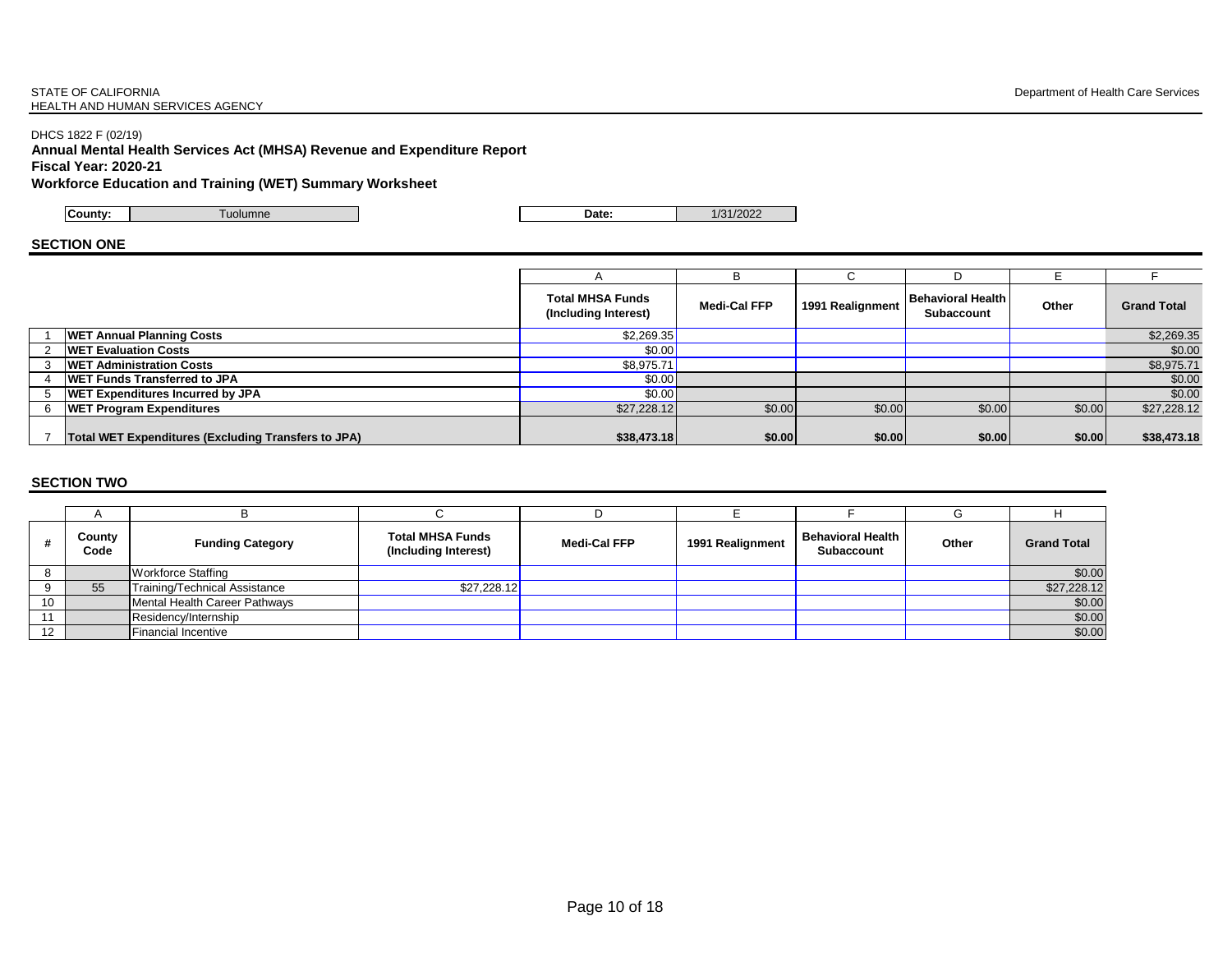STATE OF CALIFORNIA
HEALTH AND HUMAN SERVICES AGENCY

Department of Health Care Services

DHCS 1822 F (02/19)

**Annual Mental Health Services Act (MHSA) Revenue and Expenditure Report**
**Fiscal Year: 2020-21**
**Workforce Education and Training (WET) Summary Worksheet**

| County: | Tuolumne | Date: | 1/31/2022 |
|---|---|---|---|

## SECTION ONE

| | | A | B | C | D | E | F |
|---|---|---|---|---|---|---|---|
| | | **Total MHSA Funds (Including Interest)** | **Medi-Cal FFP** | **1991 Realignment** | **Behavioral Health Subaccount** | **Other** | **Grand Total** |
| 1 | **WET Annual Planning Costs** | $2,269.35 | | | | | $2,269.35 |
| 2 | **WET Evaluation Costs** | $0.00 | | | | | $0.00 |
| 3 | **WET Administration Costs** | $8,975.71 | | | | | $8,975.71 |
| 4 | **WET Funds Transferred to JPA** | $0.00 | | | | | $0.00 |
| 5 | **WET Expenditures Incurred by JPA** | $0.00 | | | | | $0.00 |
| 6 | **WET Program Expenditures** | $27,228.12 | $0.00 | $0.00 | $0.00 | $0.00 | $27,228.12 |
| 7 | **Total WET Expenditures (Excluding Transfers to JPA)** | **$38,473.18** | **$0.00** | **$0.00** | **$0.00** | **$0.00** | **$38,473.18** |

## SECTION TWO

| | A | B | C | D | E | F | G | H |
|---|---|---|---|---|---|---|---|---|
| **#** | **County Code** | **Funding Category** | **Total MHSA Funds (Including Interest)** | **Medi-Cal FFP** | **1991 Realignment** | **Behavioral Health Subaccount** | **Other** | **Grand Total** |
| 8 | | Workforce Staffing | | | | | | $0.00 |
| 9 | 55 | Training/Technical Assistance | $27,228.12 | | | | | $27,228.12 |
| 10 | | Mental Health Career Pathways | | | | | | $0.00 |
| 11 | | Residency/Internship | | | | | | $0.00 |
| 12 | | Financial Incentive | | | | | | $0.00 |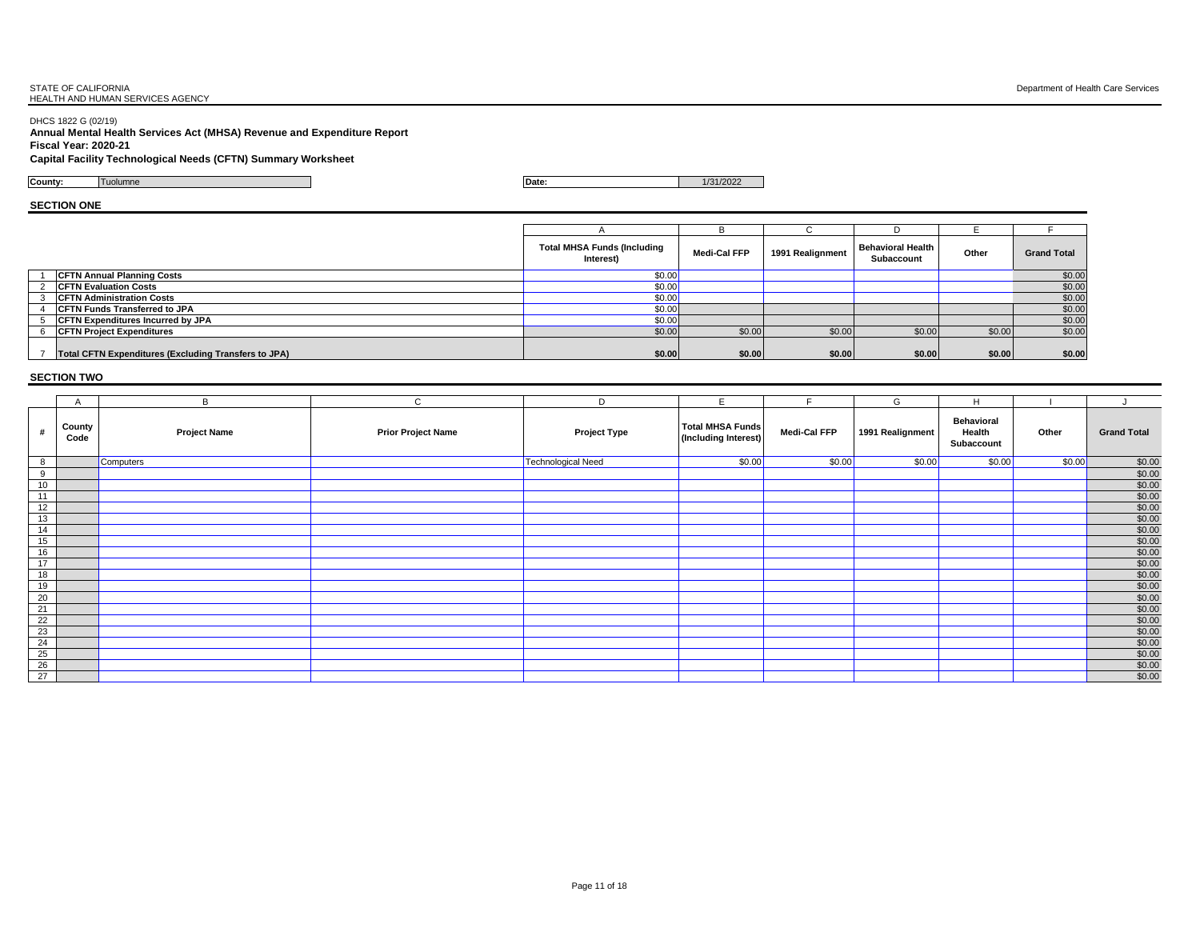STATE OF CALIFORNIA
HEALTH AND HUMAN SERVICES AGENCY

Department of Health Care Services

DHCS 1822 G (02/19)

**Annual Mental Health Services Act (MHSA) Revenue and Expenditure Report**

**Fiscal Year: 2020-21**

**Capital Facility Technological Needs (CFTN) Summary Worksheet**

**County:** Tuolumne

**Date:** 1/31/2022

## SECTION ONE

| | | A | B | C | D | E | F |
|---|---|---|---|---|---|---|---|
| | | **Total MHSA Funds (Including Interest)** | **Medi-Cal FFP** | **1991 Realignment** | **Behavioral Health Subaccount** | **Other** | **Grand Total** |
| 1 | **CFTN Annual Planning Costs** | $0.00 | | | | | $0.00 |
| 2 | **CFTN Evaluation Costs** | $0.00 | | | | | $0.00 |
| 3 | **CFTN Administration Costs** | $0.00 | | | | | $0.00 |
| 4 | **CFTN Funds Transferred to JPA** | $0.00 | | | | | $0.00 |
| 5 | **CFTN Expenditures Incurred by JPA** | $0.00 | | | | | $0.00 |
| 6 | **CFTN Project Expenditures** | $0.00 | $0.00 | $0.00 | $0.00 | $0.00 | $0.00 |
| 7 | **Total CFTN Expenditures (Excluding Transfers to JPA)** | **$0.00** | **$0.00** | **$0.00** | **$0.00** | **$0.00** | **$0.00** |

## SECTION TWO

| | A | B | C | D | E | F | G | H | I | J |
|---|---|---|---|---|---|---|---|---|---|---|
| **#** | **County Code** | **Project Name** | **Prior Project Name** | **Project Type** | **Total MHSA Funds (Including Interest)** | **Medi-Cal FFP** | **1991 Realignment** | **Behavioral Health Subaccount** | **Other** | **Grand Total** |
| 8 | | Computers | | Technological Need | $0.00 | $0.00 | $0.00 | $0.00 | $0.00 | $0.00 |
| 9 | | | | | | | | | | $0.00 |
| 10 | | | | | | | | | | $0.00 |
| 11 | | | | | | | | | | $0.00 |
| 12 | | | | | | | | | | $0.00 |
| 13 | | | | | | | | | | $0.00 |
| 14 | | | | | | | | | | $0.00 |
| 15 | | | | | | | | | | $0.00 |
| 16 | | | | | | | | | | $0.00 |
| 17 | | | | | | | | | | $0.00 |
| 18 | | | | | | | | | | $0.00 |
| 19 | | | | | | | | | | $0.00 |
| 20 | | | | | | | | | | $0.00 |
| 21 | | | | | | | | | | $0.00 |
| 22 | | | | | | | | | | $0.00 |
| 23 | | | | | | | | | | $0.00 |
| 24 | | | | | | | | | | $0.00 |
| 25 | | | | | | | | | | $0.00 |
| 26 | | | | | | | | | | $0.00 |
| 27 | | | | | | | | | | $0.00 |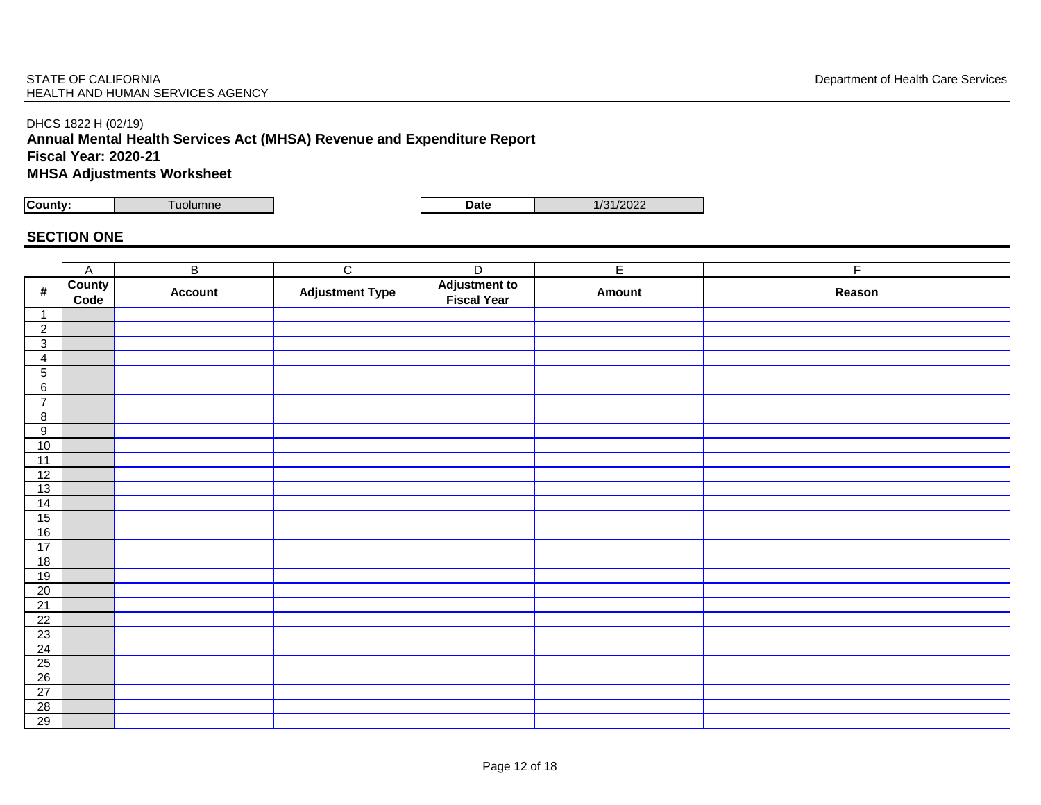STATE OF CALIFORNIA
HEALTH AND HUMAN SERVICES AGENCY

Department of Health Care Services

DHCS 1822 H (02/19)

**Annual Mental Health Services Act (MHSA) Revenue and Expenditure Report**
**Fiscal Year: 2020-21**
**MHSA Adjustments Worksheet**

| **County:** | Tuolumne | **Date** | 1/31/2022 |
|---|---|---|---|

## SECTION ONE

| | A | B | C | D | E | F |
|---|---|---|---|---|---|---|
| **#** | **County Code** | **Account** | **Adjustment Type** | **Adjustment to Fiscal Year** | **Amount** | **Reason** |
| 1 | | | | | | |
| 2 | | | | | | |
| 3 | | | | | | |
| 4 | | | | | | |
| 5 | | | | | | |
| 6 | | | | | | |
| 7 | | | | | | |
| 8 | | | | | | |
| 9 | | | | | | |
| 10 | | | | | | |
| 11 | | | | | | |
| 12 | | | | | | |
| 13 | | | | | | |
| 14 | | | | | | |
| 15 | | | | | | |
| 16 | | | | | | |
| 17 | | | | | | |
| 18 | | | | | | |
| 19 | | | | | | |
| 20 | | | | | | |
| 21 | | | | | | |
| 22 | | | | | | |
| 23 | | | | | | |
| 24 | | | | | | |
| 25 | | | | | | |
| 26 | | | | | | |
| 27 | | | | | | |
| 28 | | | | | | |
| 29 | | | | | | |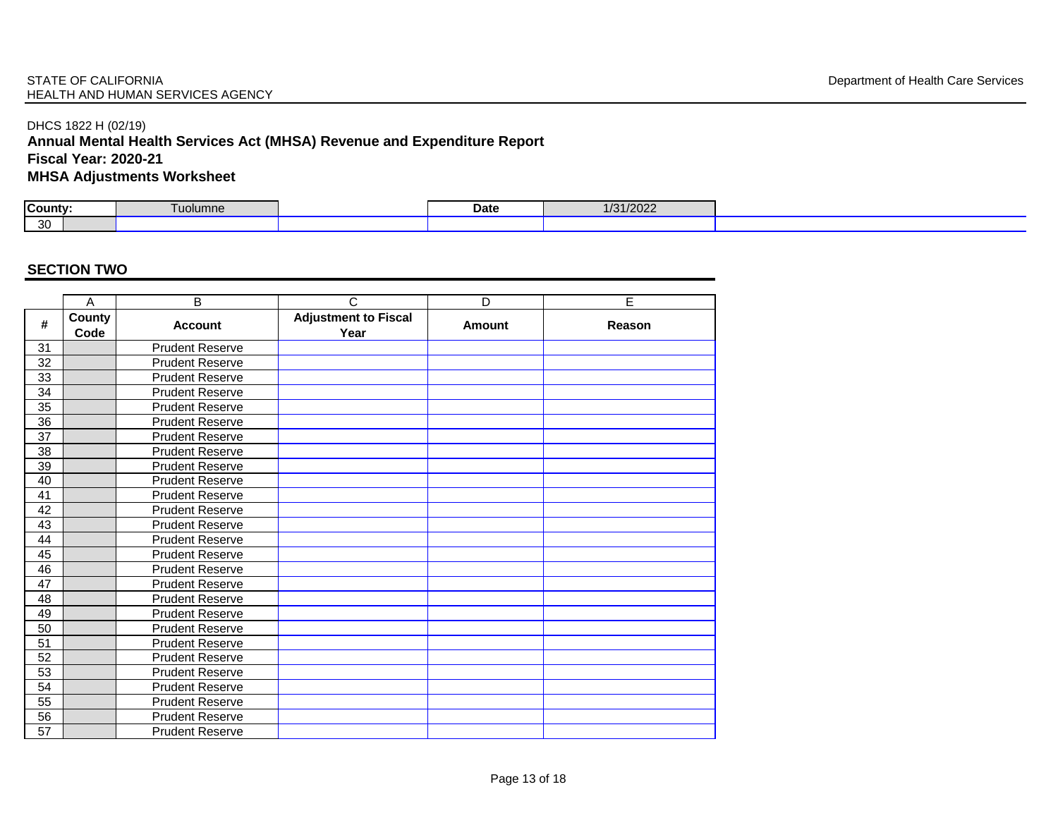STATE OF CALIFORNIA
HEALTH AND HUMAN SERVICES AGENCY

Department of Health Care Services

DHCS 1822 H (02/19)

**Annual Mental Health Services Act (MHSA) Revenue and Expenditure Report**
**Fiscal Year: 2020-21**
**MHSA Adjustments Worksheet**

| County: | Tuolumne | Date | 1/31/2022 |
|---|---|---|---|
| 30 | | | |

## SECTION TWO

| | A | B | C | D | E |
|---|---|---|---|---|---|
| **#** | **County Code** | **Account** | **Adjustment to Fiscal Year** | **Amount** | **Reason** |
| 31 | | Prudent Reserve | | | |
| 32 | | Prudent Reserve | | | |
| 33 | | Prudent Reserve | | | |
| 34 | | Prudent Reserve | | | |
| 35 | | Prudent Reserve | | | |
| 36 | | Prudent Reserve | | | |
| 37 | | Prudent Reserve | | | |
| 38 | | Prudent Reserve | | | |
| 39 | | Prudent Reserve | | | |
| 40 | | Prudent Reserve | | | |
| 41 | | Prudent Reserve | | | |
| 42 | | Prudent Reserve | | | |
| 43 | | Prudent Reserve | | | |
| 44 | | Prudent Reserve | | | |
| 45 | | Prudent Reserve | | | |
| 46 | | Prudent Reserve | | | |
| 47 | | Prudent Reserve | | | |
| 48 | | Prudent Reserve | | | |
| 49 | | Prudent Reserve | | | |
| 50 | | Prudent Reserve | | | |
| 51 | | Prudent Reserve | | | |
| 52 | | Prudent Reserve | | | |
| 53 | | Prudent Reserve | | | |
| 54 | | Prudent Reserve | | | |
| 55 | | Prudent Reserve | | | |
| 56 | | Prudent Reserve | | | |
| 57 | | Prudent Reserve | | | |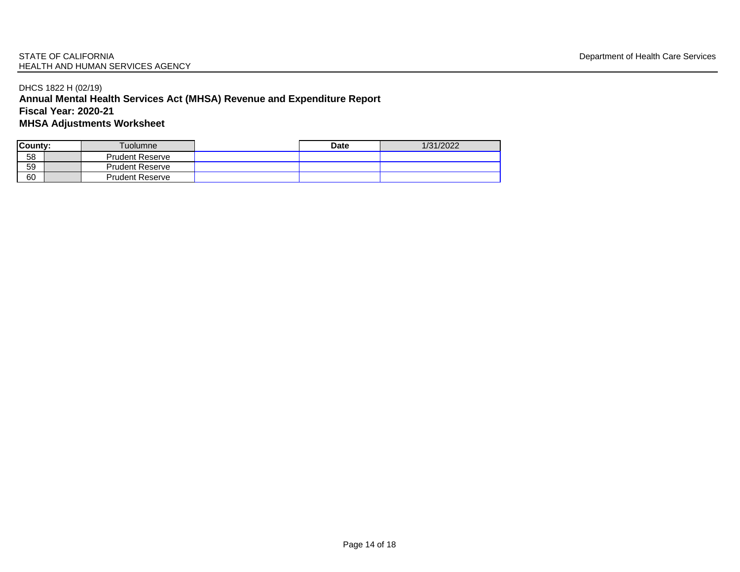STATE OF CALIFORNIA
HEALTH AND HUMAN SERVICES AGENCY

Department of Health Care Services

DHCS 1822 H (02/19)

**Annual Mental Health Services Act (MHSA) Revenue and Expenditure Report**

**Fiscal Year: 2020-21**

**MHSA Adjustments Worksheet**

| **County:** | | Tuolumne | | **Date** | 1/31/2022 |
|---|---|---|---|---|---|
| 58 | | Prudent Reserve | | | |
| 59 | | Prudent Reserve | | | |
| 60 | | Prudent Reserve | | | |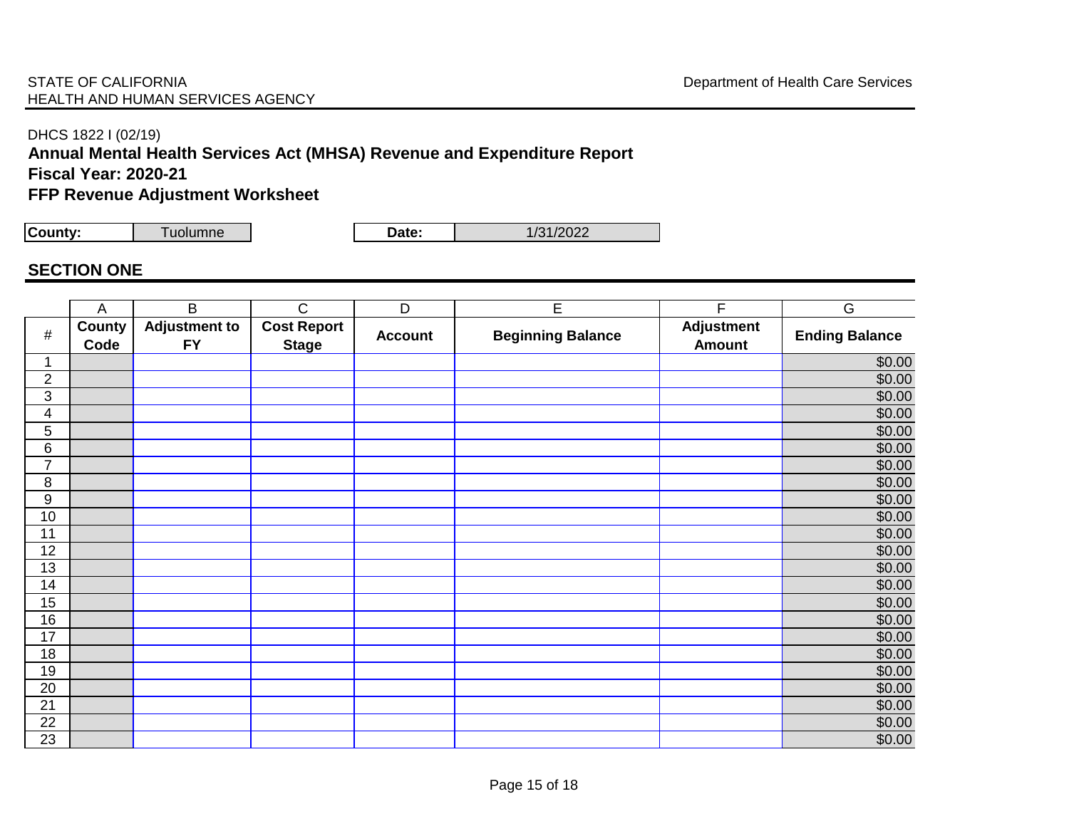STATE OF CALIFORNIA
HEALTH AND HUMAN SERVICES AGENCY

Department of Health Care Services

DHCS 1822 I (02/19)

**Annual Mental Health Services Act (MHSA) Revenue and Expenditure Report**

**Fiscal Year: 2020-21**

**FFP Revenue Adjustment Worksheet**

| **County:** | Tuolumne | **Date:** | 1/31/2022 |
|---|---|---|---|

## SECTION ONE

| | A | B | C | D | E | F | G |
|---|---|---|---|---|---|---|---|
| # | **County Code** | **Adjustment to FY** | **Cost Report Stage** | **Account** | **Beginning Balance** | **Adjustment Amount** | **Ending Balance** |
| 1 | | | | | | | $0.00 |
| 2 | | | | | | | $0.00 |
| 3 | | | | | | | $0.00 |
| 4 | | | | | | | $0.00 |
| 5 | | | | | | | $0.00 |
| 6 | | | | | | | $0.00 |
| 7 | | | | | | | $0.00 |
| 8 | | | | | | | $0.00 |
| 9 | | | | | | | $0.00 |
| 10 | | | | | | | $0.00 |
| 11 | | | | | | | $0.00 |
| 12 | | | | | | | $0.00 |
| 13 | | | | | | | $0.00 |
| 14 | | | | | | | $0.00 |
| 15 | | | | | | | $0.00 |
| 16 | | | | | | | $0.00 |
| 17 | | | | | | | $0.00 |
| 18 | | | | | | | $0.00 |
| 19 | | | | | | | $0.00 |
| 20 | | | | | | | $0.00 |
| 21 | | | | | | | $0.00 |
| 22 | | | | | | | $0.00 |
| 23 | | | | | | | $0.00 |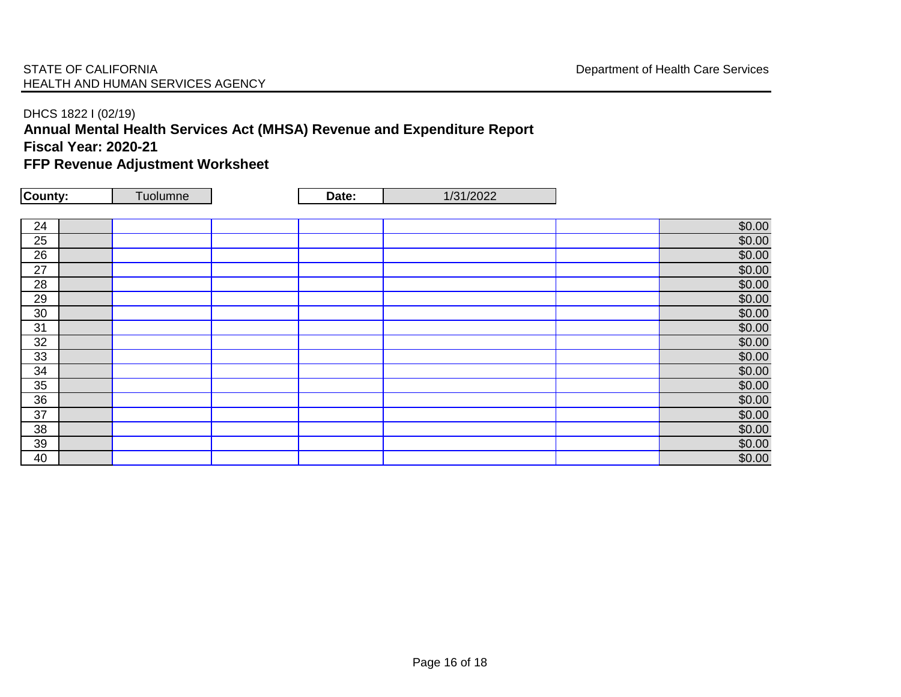STATE OF CALIFORNIA
HEALTH AND HUMAN SERVICES AGENCY

Department of Health Care Services

DHCS 1822 I (02/19)

**Annual Mental Health Services Act (MHSA) Revenue and Expenditure Report**

**Fiscal Year: 2020-21**

**FFP Revenue Adjustment Worksheet**

| **County:** | Tuolumne | **Date:** | 1/31/2022 |
|---|---|---|---|

| | | | | | | | |
|---|---|---|---|---|---|---|---|
| 24 | | | | | | | $0.00 |
| 25 | | | | | | | $0.00 |
| 26 | | | | | | | $0.00 |
| 27 | | | | | | | $0.00 |
| 28 | | | | | | | $0.00 |
| 29 | | | | | | | $0.00 |
| 30 | | | | | | | $0.00 |
| 31 | | | | | | | $0.00 |
| 32 | | | | | | | $0.00 |
| 33 | | | | | | | $0.00 |
| 34 | | | | | | | $0.00 |
| 35 | | | | | | | $0.00 |
| 36 | | | | | | | $0.00 |
| 37 | | | | | | | $0.00 |
| 38 | | | | | | | $0.00 |
| 39 | | | | | | | $0.00 |
| 40 | | | | | | | $0.00 |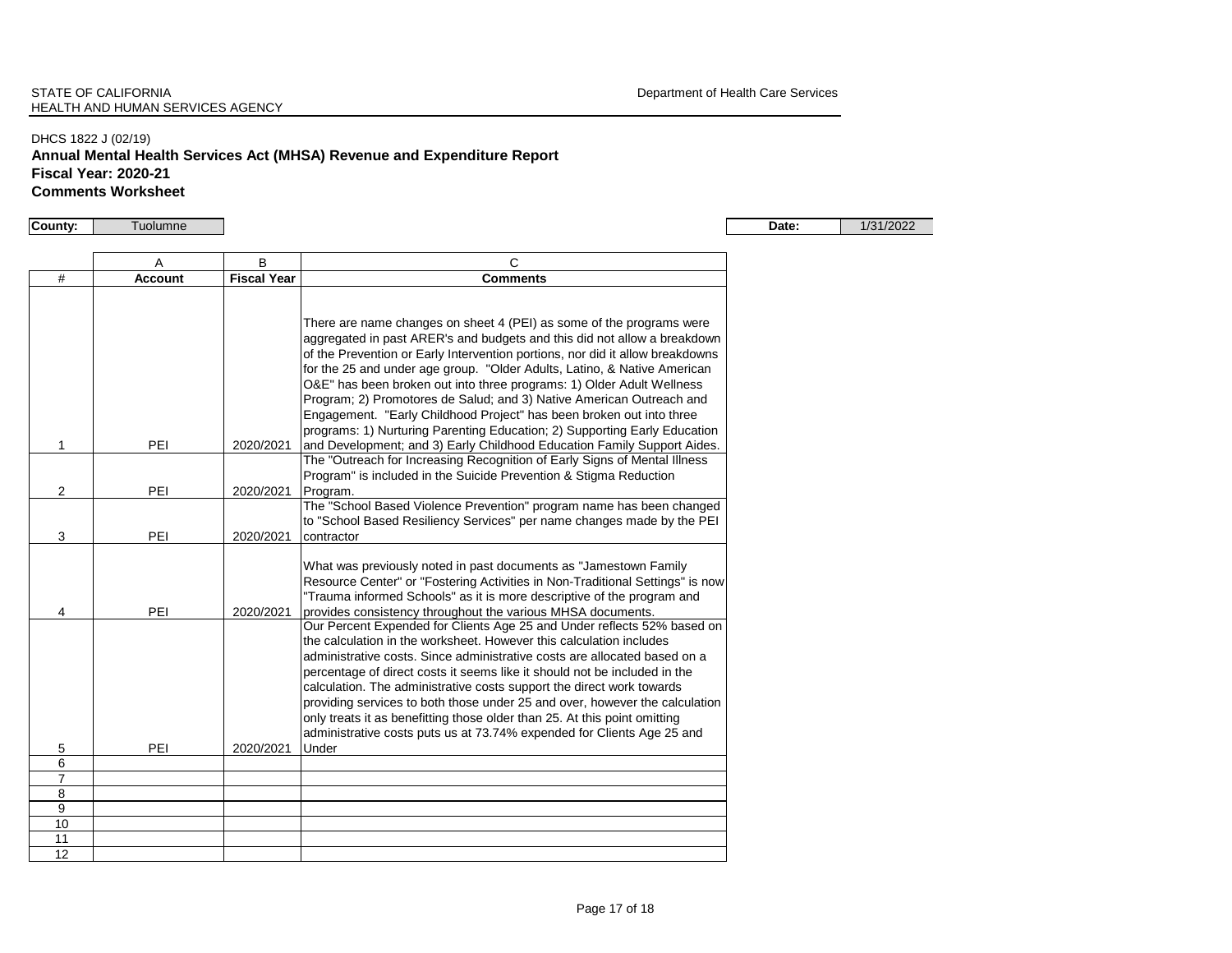STATE OF CALIFORNIA
HEALTH AND HUMAN SERVICES AGENCY

Department of Health Care Services

DHCS 1822 J (02/19)

**Annual Mental Health Services Act (MHSA) Revenue and Expenditure Report**
**Fiscal Year: 2020-21**
**Comments Worksheet**

**County:** Tuolumne

**Date:** 1/31/2022

| | A | B | C |
|---|---|---|---|
| # | **Account** | **Fiscal Year** | **Comments** |
| 1 | PEI | 2020/2021 | There are name changes on sheet 4 (PEI) as some of the programs were aggregated in past ARER's and budgets and this did not allow a breakdown of the Prevention or Early Intervention portions, nor did it allow breakdowns for the 25 and under age group. "Older Adults, Latino, & Native American O&E" has been broken out into three programs: 1) Older Adult Wellness Program; 2) Promotores de Salud; and 3) Native American Outreach and Engagement. "Early Childhood Project" has been broken out into three programs: 1) Nurturing Parenting Education; 2) Supporting Early Education and Development; and 3) Early Childhood Education Family Support Aides. |
| 2 | PEI | 2020/2021 | The "Outreach for Increasing Recognition of Early Signs of Mental Illness Program" is included in the Suicide Prevention & Stigma Reduction Program. |
| 3 | PEI | 2020/2021 | The "School Based Violence Prevention" program name has been changed to "School Based Resiliency Services" per name changes made by the PEI contractor |
| 4 | PEI | 2020/2021 | What was previously noted in past documents as "Jamestown Family Resource Center" or "Fostering Activities in Non-Traditional Settings" is now "Trauma informed Schools" as it is more descriptive of the program and provides consistency throughout the various MHSA documents. |
| 5 | PEI | 2020/2021 | Our Percent Expended for Clients Age 25 and Under reflects 52% based on the calculation in the worksheet. However this calculation includes administrative costs. Since administrative costs are allocated based on a percentage of direct costs it seems like it should not be included in the calculation. The administrative costs support the direct work towards providing services to both those under 25 and over, however the calculation only treats it as benefitting those older than 25. At this point omitting administrative costs puts us at 73.74% expended for Clients Age 25 and Under |
| 6 | | | |
| 7 | | | |
| 8 | | | |
| 9 | | | |
| 10 | | | |
| 11 | | | |
| 12 | | | |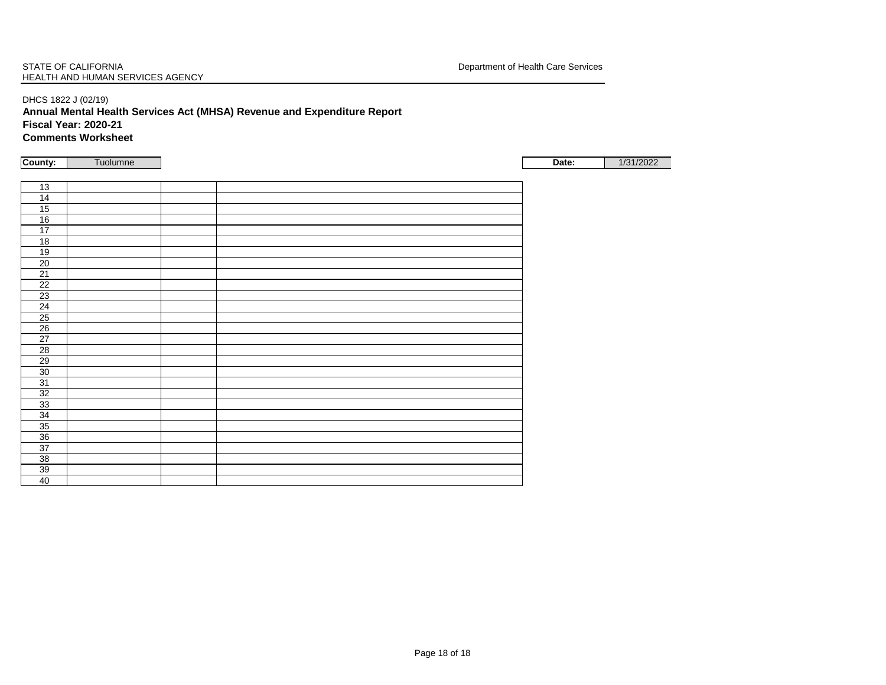STATE OF CALIFORNIA
HEALTH AND HUMAN SERVICES AGENCY

Department of Health Care Services

DHCS 1822 J (02/19)

**Annual Mental Health Services Act (MHSA) Revenue and Expenditure Report**
**Fiscal Year: 2020-21**
**Comments Worksheet**

| | | | |
|---|---|---|---|
| **County:** | Tuolumne | **Date:** | 1/31/2022 |

| | | | |
|---|---|---|---|
| 13 | | | |
| 14 | | | |
| 15 | | | |
| 16 | | | |
| 17 | | | |
| 18 | | | |
| 19 | | | |
| 20 | | | |
| 21 | | | |
| 22 | | | |
| 23 | | | |
| 24 | | | |
| 25 | | | |
| 26 | | | |
| 27 | | | |
| 28 | | | |
| 29 | | | |
| 30 | | | |
| 31 | | | |
| 32 | | | |
| 33 | | | |
| 34 | | | |
| 35 | | | |
| 36 | | | |
| 37 | | | |
| 38 | | | |
| 39 | | | |
| 40 | | | |